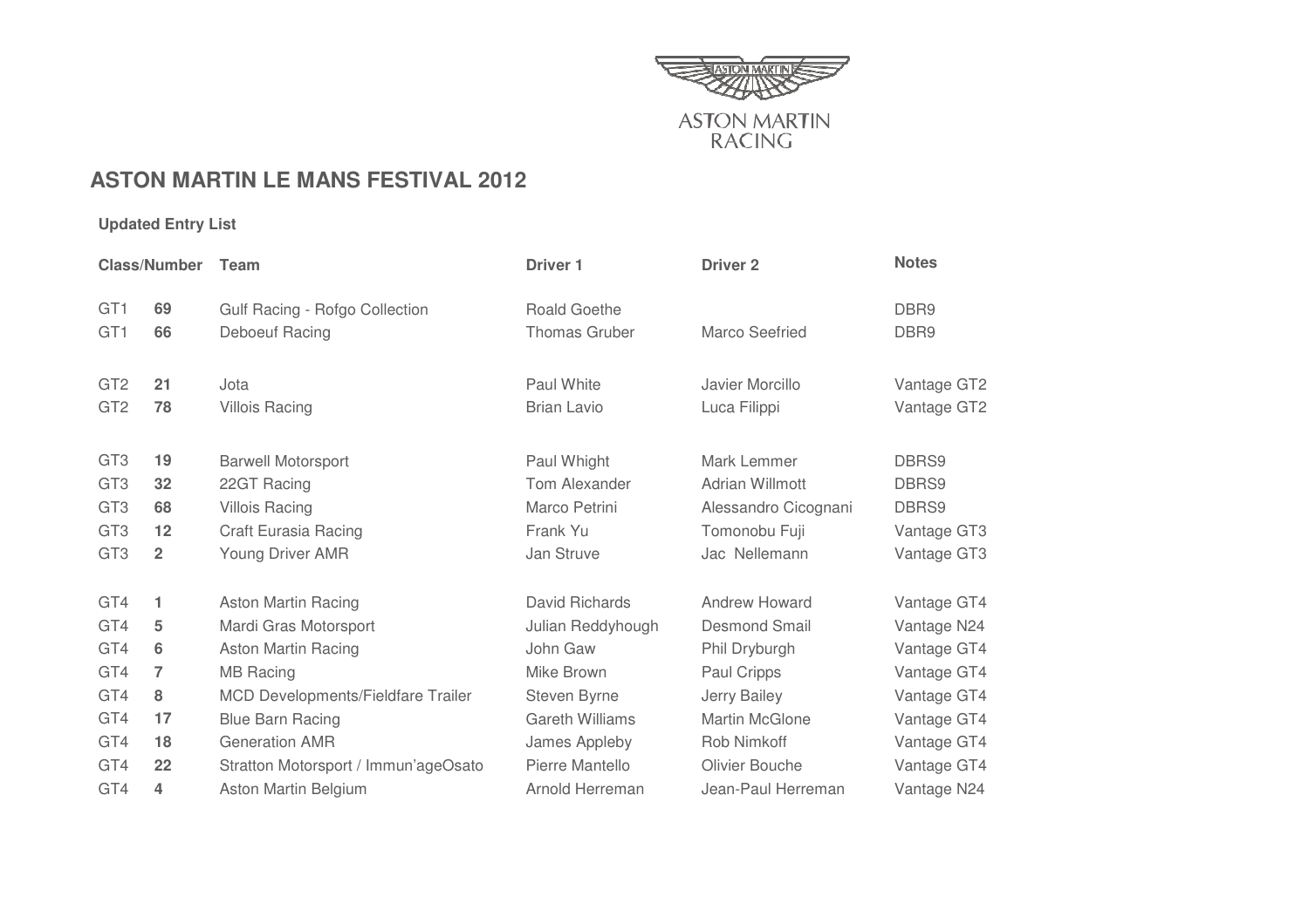ASTON MARTIN RACING

# ASTON MARTIN LE MANS FESTIVAL 2012

**Updated Entry List**

| Class | Number | Team | Driver 1 | Driver 2 | Notes |
|---|---|---|---|---|---|
| GT1 | **69** | Gulf Racing - Rofgo Collection | Roald Goethe | | DBR9 |
| GT1 | **66** | Deboeuf Racing | Thomas Gruber | Marco Seefried | DBR9 |
| GT2 | **21** | Jota | Paul White | Javier Morcillo | Vantage GT2 |
| GT2 | **78** | Villois Racing | Brian Lavio | Luca Filippi | Vantage GT2 |
| GT3 | **19** | Barwell Motorsport | Paul Whight | Mark Lemmer | DBRS9 |
| GT3 | **32** | 22GT Racing | Tom Alexander | Adrian Willmott | DBRS9 |
| GT3 | **68** | Villois Racing | Marco Petrini | Alessandro Cicognani | DBRS9 |
| GT3 | **12** | Craft Eurasia Racing | Frank Yu | Tomonobu Fuji | Vantage GT3 |
| GT3 | **2** | Young Driver AMR | Jan Struve | Jac Nellemann | Vantage GT3 |
| GT4 | **1** | Aston Martin Racing | David Richards | Andrew Howard | Vantage GT4 |
| GT4 | **5** | Mardi Gras Motorsport | Julian Reddyhough | Desmond Smail | Vantage N24 |
| GT4 | **6** | Aston Martin Racing | John Gaw | Phil Dryburgh | Vantage GT4 |
| GT4 | **7** | MB Racing | Mike Brown | Paul Cripps | Vantage GT4 |
| GT4 | **8** | MCD Developments/Fieldfare Trailer | Steven Byrne | Jerry Bailey | Vantage GT4 |
| GT4 | **17** | Blue Barn Racing | Gareth Williams | Martin McGlone | Vantage GT4 |
| GT4 | **18** | Generation AMR | James Appleby | Rob Nimkoff | Vantage GT4 |
| GT4 | **22** | Stratton Motorsport / Immun'ageOsato | Pierre Mantello | Olivier Bouche | Vantage GT4 |
| GT4 | **4** | Aston Martin Belgium | Arnold Herreman | Jean-Paul Herreman | Vantage N24 |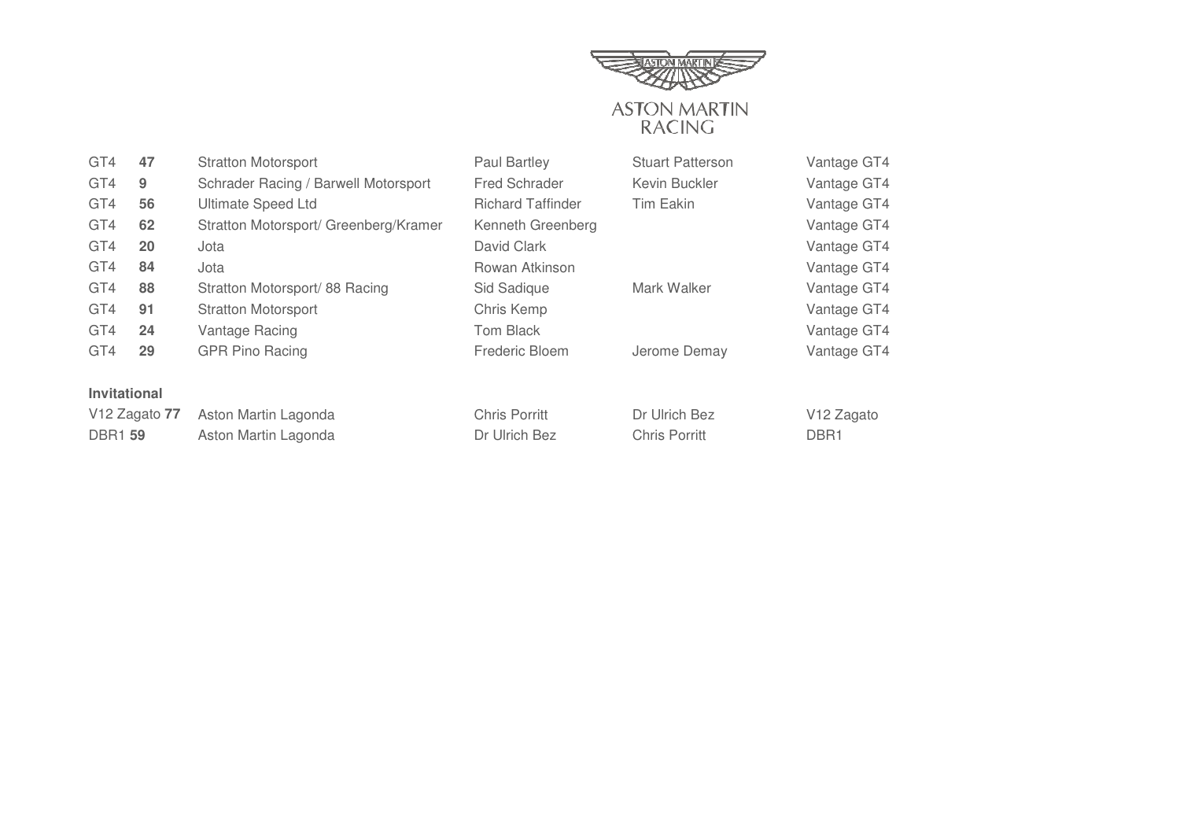ASTON MARTIN RACING

| | | | | | |
|---|---|---|---|---|---|
| GT4 | **47** | Stratton Motorsport | Paul Bartley | Stuart Patterson | Vantage GT4 |
| GT4 | **9** | Schrader Racing / Barwell Motorsport | Fred Schrader | Kevin Buckler | Vantage GT4 |
| GT4 | **56** | Ultimate Speed Ltd | Richard Taffinder | Tim Eakin | Vantage GT4 |
| GT4 | **62** | Stratton Motorsport/ Greenberg/Kramer | Kenneth Greenberg | | Vantage GT4 |
| GT4 | **20** | Jota | David Clark | | Vantage GT4 |
| GT4 | **84** | Jota | Rowan Atkinson | | Vantage GT4 |
| GT4 | **88** | Stratton Motorsport/ 88 Racing | Sid Sadique | Mark Walker | Vantage GT4 |
| GT4 | **91** | Stratton Motorsport | Chris Kemp | | Vantage GT4 |
| GT4 | **24** | Vantage Racing | Tom Black | | Vantage GT4 |
| GT4 | **29** | GPR Pino Racing | Frederic Bloem | Jerome Demay | Vantage GT4 |

**Invitational**

| | | | | |
|---|---|---|---|---|
| V12 Zagato **77** | Aston Martin Lagonda | Chris Porritt | Dr Ulrich Bez | V12 Zagato |
| DBR1 **59** | Aston Martin Lagonda | Dr Ulrich Bez | Chris Porritt | DBR1 |